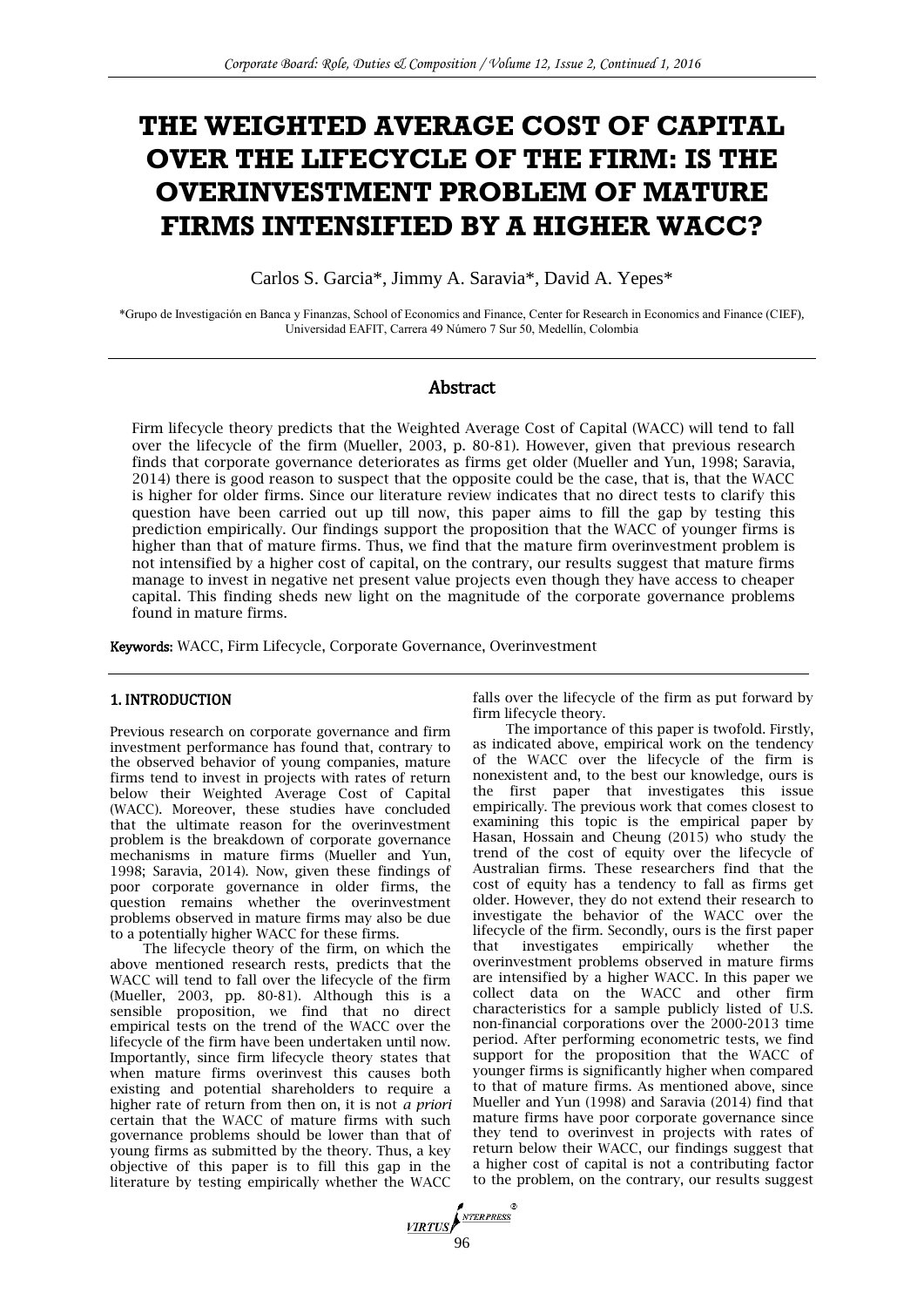# THE WEIGHTED AVERAGE COST OF CAPITAL OVER THE LIFECYCLE OF THE FIRM: IS THE OVERINVESTMENT PROBLEM OF MATURE FIRMS INTENSIFIED BY A HIGHER WACC?

Carlos S. Garcia*, Jimmy A. Saravia*, David A. Yepes*

*Grupo de Investigación en Banca y Finanzas, School of Economics and Finance, Center for Research in Economics and Finance (CIEF), Universidad EAFIT, Carrera 49 Número 7 Sur 50, Medellín, Colombia

## Abstract

Firm lifecycle theory predicts that the Weighted Average Cost of Capital (WACC) will tend to fall over the lifecycle of the firm (Mueller, 2003, p. 80-81). However, given that previous research finds that corporate governance deteriorates as firms get older (Mueller and Yun, 1998; Saravia, 2014) there is good reason to suspect that the opposite could be the case, that is, that the WACC is higher for older firms. Since our literature review indicates that no direct tests to clarify this question have been carried out up till now, this paper aims to fill the gap by testing this prediction empirically. Our findings support the proposition that the WACC of younger firms is higher than that of mature firms. Thus, we find that the mature firm overinvestment problem is not intensified by a higher cost of capital, on the contrary, our results suggest that mature firms manage to invest in negative net present value projects even though they have access to cheaper capital. This finding sheds new light on the magnitude of the corporate governance problems found in mature firms.

**Keywords:** WACC, Firm Lifecycle, Corporate Governance, Overinvestment

## 1. INTRODUCTION

Previous research on corporate governance and firm investment performance has found that, contrary to the observed behavior of young companies, mature firms tend to invest in projects with rates of return below their Weighted Average Cost of Capital (WACC). Moreover, these studies have concluded that the ultimate reason for the overinvestment problem is the breakdown of corporate governance mechanisms in mature firms (Mueller and Yun, 1998; Saravia, 2014). Now, given these findings of poor corporate governance in older firms, the question remains whether the overinvestment problems observed in mature firms may also be due to a potentially higher WACC for these firms.

The lifecycle theory of the firm, on which the above mentioned research rests, predicts that the WACC will tend to fall over the lifecycle of the firm (Mueller, 2003, pp. 80-81). Although this is a sensible proposition, we find that no direct empirical tests on the trend of the WACC over the lifecycle of the firm have been undertaken until now. Importantly, since firm lifecycle theory states that when mature firms overinvest this causes both existing and potential shareholders to require a higher rate of return from then on, it is not *a priori* certain that the WACC of mature firms with such governance problems should be lower than that of young firms as submitted by the theory. Thus, a key objective of this paper is to fill this gap in the literature by testing empirically whether the WACC falls over the lifecycle of the firm as put forward by firm lifecycle theory.

The importance of this paper is twofold. Firstly, as indicated above, empirical work on the tendency of the WACC over the lifecycle of the firm is nonexistent and, to the best our knowledge, ours is the first paper that investigates this issue empirically. The previous work that comes closest to examining this topic is the empirical paper by Hasan, Hossain and Cheung (2015) who study the trend of the cost of equity over the lifecycle of Australian firms. These researchers find that the cost of equity has a tendency to fall as firms get older. However, they do not extend their research to investigate the behavior of the WACC over the lifecycle of the firm. Secondly, ours is the first paper that investigates empirically whether the overinvestment problems observed in mature firms are intensified by a higher WACC. In this paper we collect data on the WACC and other firm characteristics for a sample publicly listed of U.S. non-financial corporations over the 2000-2013 time period. After performing econometric tests, we find support for the proposition that the WACC of younger firms is significantly higher when compared to that of mature firms. As mentioned above, since Mueller and Yun (1998) and Saravia (2014) find that mature firms have poor corporate governance since they tend to overinvest in projects with rates of return below their WACC, our findings suggest that a higher cost of capital is not a contributing factor to the problem, on the contrary, our results suggest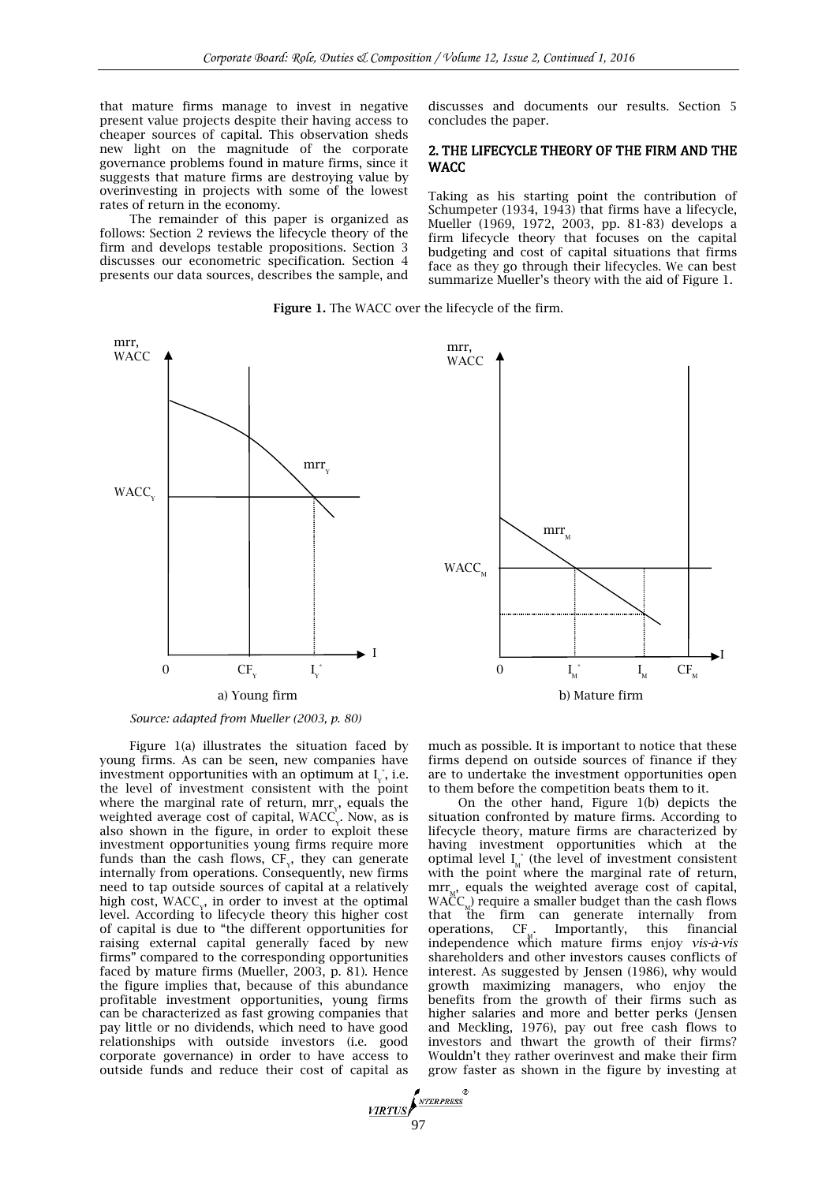that mature firms manage to invest in negative present value projects despite their having access to cheaper sources of capital. This observation sheds new light on the magnitude of the corporate governance problems found in mature firms, since it suggests that mature firms are destroying value by overinvesting in projects with some of the lowest rates of return in the economy.

The remainder of this paper is organized as follows: Section 2 reviews the lifecycle theory of the firm and develops testable propositions. Section 3 discusses our econometric specification. Section 4 presents our data sources, describes the sample, and discusses and documents our results. Section 5 concludes the paper.

## 2. THE LIFECYCLE THEORY OF THE FIRM AND THE WACC

Taking as his starting point the contribution of Schumpeter (1934, 1943) that firms have a lifecycle, Mueller (1969, 1972, 2003, pp. 81-83) develops a firm lifecycle theory that focuses on the capital budgeting and cost of capital situations that firms face as they go through their lifecycles. We can best summarize Mueller's theory with the aid of Figure 1.

**Figure 1.** The WACC over the lifecycle of the firm.

a) Young firm

b) Mature firm

*Source: adapted from Mueller (2003, p. 80)*

Figure 1(a) illustrates the situation faced by young firms. As can be seen, new companies have investment opportunities with an optimum at $I_Y^*$, i.e. the level of investment consistent with the point where the marginal rate of return, $mrr_Y$, equals the weighted average cost of capital, $WACC_Y$. Now, as is also shown in the figure, in order to exploit these investment opportunities young firms require more funds than the cash flows, $CF_Y$, they can generate internally from operations. Consequently, new firms need to tap outside sources of capital at a relatively high cost, $WACC_Y$, in order to invest at the optimal level. According to lifecycle theory this higher cost of capital is due to "the different opportunities for raising external capital generally faced by new firms" compared to the corresponding opportunities faced by mature firms (Mueller, 2003, p. 81). Hence the figure implies that, because of this abundance profitable investment opportunities, young firms can be characterized as fast growing companies that pay little or no dividends, which need to have good relationships with outside investors (i.e. good corporate governance) in order to have access to outside funds and reduce their cost of capital as much as possible. It is important to notice that these firms depend on outside sources of finance if they are to undertake the investment opportunities open to them before the competition beats them to it.

On the other hand, Figure 1(b) depicts the situation confronted by mature firms. According to lifecycle theory, mature firms are characterized by having investment opportunities which at the optimal level $I_M^*$ (the level of investment consistent with the point where the marginal rate of return, $mrr_M$, equals the weighted average cost of capital, $WACC_M$) require a smaller budget than the cash flows that the firm can generate internally from operations, $CF_M$. Importantly, this financial independence which mature firms enjoy *vis-à-vis* shareholders and other investors causes conflicts of interest. As suggested by Jensen (1986), why would growth maximizing managers, who enjoy the benefits from the growth of their firms such as higher salaries and more and better perks (Jensen and Meckling, 1976), pay out free cash flows to investors and thwart the growth of their firms? Wouldn't they rather overinvest and make their firm grow faster as shown in the figure by investing at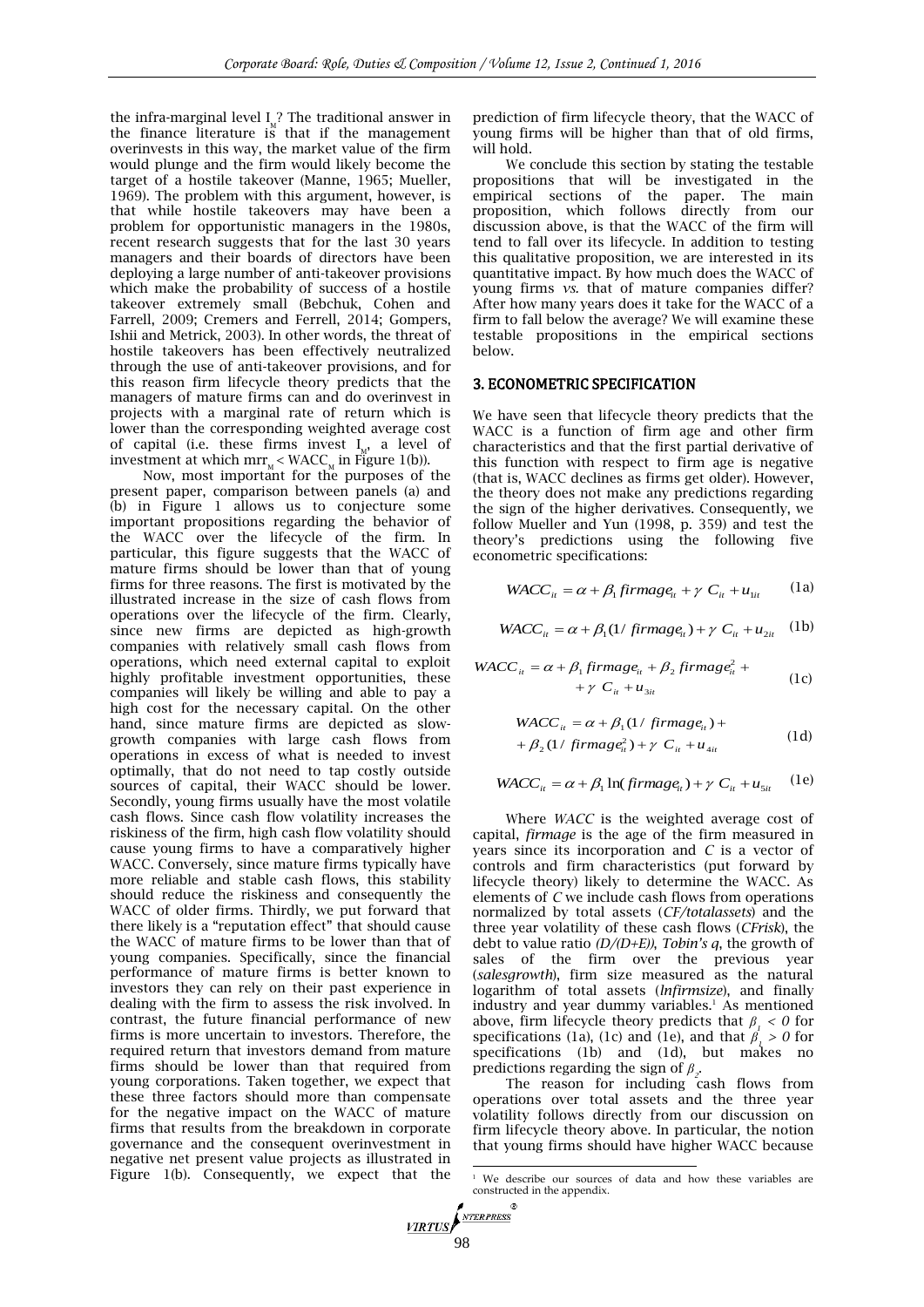the infra-marginal level $I_M$? The traditional answer in the finance literature is that if the management overinvests in this way, the market value of the firm would plunge and the firm would likely become the target of a hostile takeover (Manne, 1965; Mueller, 1969). The problem with this argument, however, is that while hostile takeovers may have been a problem for opportunistic managers in the 1980s, recent research suggests that for the last 30 years managers and their boards of directors have been deploying a large number of anti-takeover provisions which make the probability of success of a hostile takeover extremely small (Bebchuk, Cohen and Farrell, 2009; Cremers and Ferrell, 2014; Gompers, Ishii and Metrick, 2003). In other words, the threat of hostile takeovers has been effectively neutralized through the use of anti-takeover provisions, and for this reason firm lifecycle theory predicts that the managers of mature firms can and do overinvest in projects with a marginal rate of return which is lower than the corresponding weighted average cost of capital (i.e. these firms invest $I_M$, a level of investment at which $mrr_M < WACC_M$ in Figure 1(b)).

Now, most important for the purposes of the present paper, comparison between panels (a) and (b) in Figure 1 allows us to conjecture some important propositions regarding the behavior of the WACC over the lifecycle of the firm. In particular, this figure suggests that the WACC of mature firms should be lower than that of young firms for three reasons. The first is motivated by the illustrated increase in the size of cash flows from operations over the lifecycle of the firm. Clearly, since new firms are depicted as high-growth companies with relatively small cash flows from operations, which need external capital to exploit highly profitable investment opportunities, these companies will likely be willing and able to pay a high cost for the necessary capital. On the other hand, since mature firms are depicted as slow-growth companies with large cash flows from operations in excess of what is needed to invest optimally, that do not need to tap costly outside sources of capital, their WACC should be lower. Secondly, young firms usually have the most volatile cash flows. Since cash flow volatility increases the riskiness of the firm, high cash flow volatility should cause young firms to have a comparatively higher WACC. Conversely, since mature firms typically have more reliable and stable cash flows, this stability should reduce the riskiness and consequently the WACC of older firms. Thirdly, we put forward that there likely is a "reputation effect" that should cause the WACC of mature firms to be lower than that of young companies. Specifically, since the financial performance of mature firms is better known to investors they can rely on their past experience in dealing with the firm to assess the risk involved. In contrast, the future financial performance of new firms is more uncertain to investors. Therefore, the required return that investors demand from mature firms should be lower than that required from young corporations. Taken together, we expect that these three factors should more than compensate for the negative impact on the WACC of mature firms that results from the breakdown in corporate governance and the consequent overinvestment in negative net present value projects as illustrated in Figure 1(b). Consequently, we expect that the prediction of firm lifecycle theory, that the WACC of young firms will be higher than that of old firms, will hold.

We conclude this section by stating the testable propositions that will be investigated in the empirical sections of the paper. The main proposition, which follows directly from our discussion above, is that the WACC of the firm will tend to fall over its lifecycle. In addition to testing this qualitative proposition, we are interested in its quantitative impact. By how much does the WACC of young firms *vs.* that of mature companies differ? After how many years does it take for the WACC of a firm to fall below the average? We will examine these testable propositions in the empirical sections below.

## 3. ECONOMETRIC SPECIFICATION

We have seen that lifecycle theory predicts that the WACC is a function of firm age and other firm characteristics and that the first partial derivative of this function with respect to firm age is negative (that is, WACC declines as firms get older). However, the theory does not make any predictions regarding the sign of the higher derivatives. Consequently, we follow Mueller and Yun (1998, p. 359) and test the theory's predictions using the following five econometric specifications:

$$WACC_{it} = \alpha + \beta_1\, firmage_{it} + \gamma\, C_{it} + u_{1it} \tag{1a}$$

$$WACC_{it} = \alpha + \beta_1 (1/\, firmage_{it}) + \gamma\, C_{it} + u_{2it} \tag{1b}$$

$$WACC_{it} = \alpha + \beta_1\, firmage_{it} + \beta_2\, firmage_{it}^2 + \gamma\, C_{it} + u_{3it} \tag{1c}$$

$$WACC_{it} = \alpha + \beta_1 (1/\, firmage_{it}) + \beta_2 (1/\, firmage_{it}^2) + \gamma\, C_{it} + u_{4it} \tag{1d}$$

$$WACC_{it} = \alpha + \beta_1 \ln(firmage_{it}) + \gamma\, C_{it} + u_{5it} \tag{1e}$$

Where *WACC* is the weighted average cost of capital, *firmage* is the age of the firm measured in years since its incorporation and *C* is a vector of controls and firm characteristics (put forward by lifecycle theory) likely to determine the WACC. As elements of *C* we include cash flows from operations normalized by total assets (*CF/totalassets*) and the three year volatility of these cash flows (*CFrisk*), the debt to value ratio *(D/(D+E))*, *Tobin's q*, the growth of sales of the firm over the previous year (*salesgrowth*), firm size measured as the natural logarithm of total assets (*lnfirmsize*), and finally industry and year dummy variables.[1] As mentioned above, firm lifecycle theory predicts that $\beta_1 < 0$ for specifications (1a), (1c) and (1e), and that $\beta_1 > 0$ for specifications (1b) and (1d), but makes no predictions regarding the sign of $\beta_2$.

The reason for including cash flows from operations over total assets and the three year volatility follows directly from our discussion on firm lifecycle theory above. In particular, the notion that young firms should have higher WACC because

[1] We describe our sources of data and how these variables are constructed in the appendix.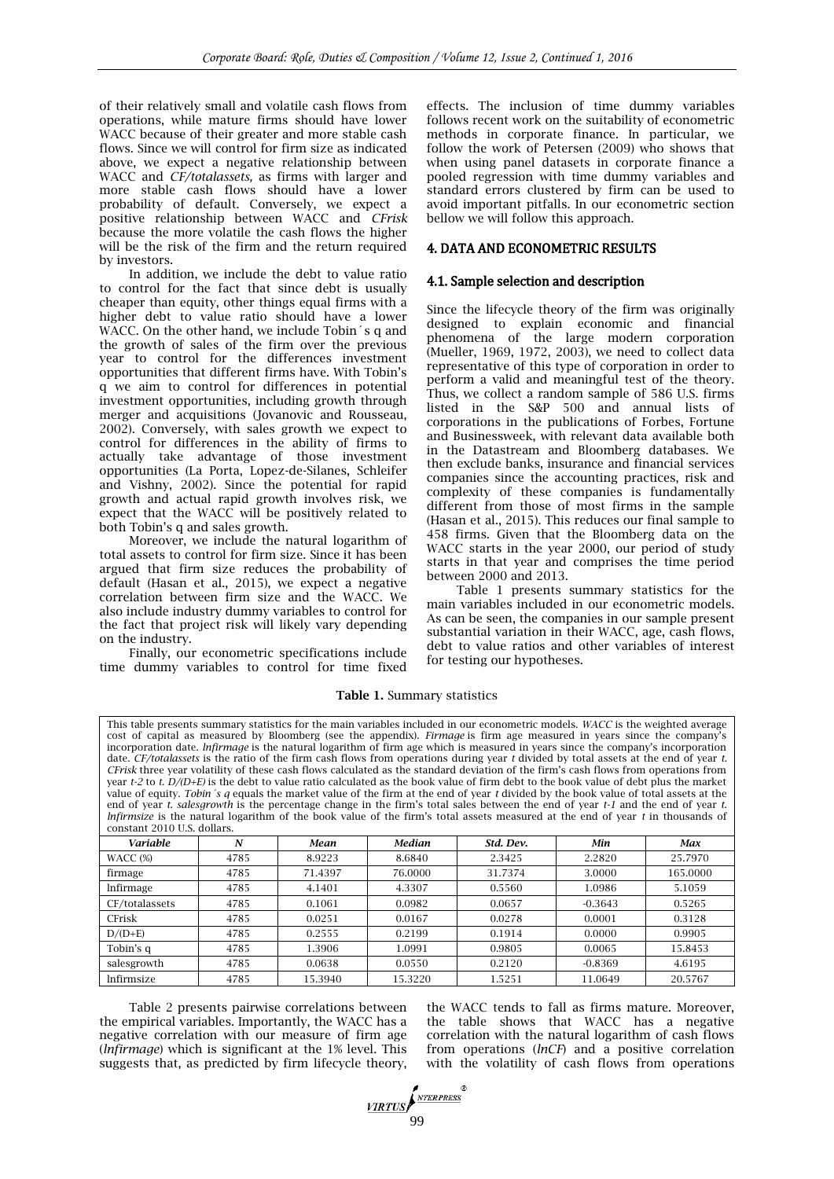of their relatively small and volatile cash flows from operations, while mature firms should have lower WACC because of their greater and more stable cash flows. Since we will control for firm size as indicated above, we expect a negative relationship between WACC and *CF/totalassets,* as firms with larger and more stable cash flows should have a lower probability of default. Conversely, we expect a positive relationship between WACC and *CFrisk* because the more volatile the cash flows the higher will be the risk of the firm and the return required by investors.

In addition, we include the debt to value ratio to control for the fact that since debt is usually cheaper than equity, other things equal firms with a higher debt to value ratio should have a lower WACC. On the other hand, we include Tobin´s q and the growth of sales of the firm over the previous year to control for the differences investment opportunities that different firms have. With Tobin's q we aim to control for differences in potential investment opportunities, including growth through merger and acquisitions (Jovanovic and Rousseau, 2002). Conversely, with sales growth we expect to control for differences in the ability of firms to actually take advantage of those investment opportunities (La Porta, Lopez-de-Silanes, Schleifer and Vishny, 2002). Since the potential for rapid growth and actual rapid growth involves risk, we expect that the WACC will be positively related to both Tobin's q and sales growth.

Moreover, we include the natural logarithm of total assets to control for firm size. Since it has been argued that firm size reduces the probability of default (Hasan et al., 2015), we expect a negative correlation between firm size and the WACC. We also include industry dummy variables to control for the fact that project risk will likely vary depending on the industry.

Finally, our econometric specifications include time dummy variables to control for time fixed effects. The inclusion of time dummy variables follows recent work on the suitability of econometric methods in corporate finance. In particular, we follow the work of Petersen (2009) who shows that when using panel datasets in corporate finance a pooled regression with time dummy variables and standard errors clustered by firm can be used to avoid important pitfalls. In our econometric section bellow we will follow this approach.

## 4. DATA AND ECONOMETRIC RESULTS

### 4.1. Sample selection and description

Since the lifecycle theory of the firm was originally designed to explain economic and financial phenomena of the large modern corporation (Mueller, 1969, 1972, 2003), we need to collect data representative of this type of corporation in order to perform a valid and meaningful test of the theory. Thus, we collect a random sample of 586 U.S. firms listed in the S&P 500 and annual lists of corporations in the publications of Forbes, Fortune and Businessweek, with relevant data available both in the Datastream and Bloomberg databases. We then exclude banks, insurance and financial services companies since the accounting practices, risk and complexity of these companies is fundamentally different from those of most firms in the sample (Hasan et al., 2015). This reduces our final sample to 458 firms. Given that the Bloomberg data on the WACC starts in the year 2000, our period of study starts in that year and comprises the time period between 2000 and 2013.

Table 1 presents summary statistics for the main variables included in our econometric models. As can be seen, the companies in our sample present substantial variation in their WACC, age, cash flows, debt to value ratios and other variables of interest for testing our hypotheses.

**Table 1.** Summary statistics

This table presents summary statistics for the main variables included in our econometric models. *WACC* is the weighted average cost of capital as measured by Bloomberg (see the appendix). *Firmage* is firm age measured in years since the company's incorporation date. *lnfirmage* is the natural logarithm of firm age which is measured in years since the company's incorporation date. *CF/totalassets* is the ratio of the firm cash flows from operations during year *t* divided by total assets at the end of year *t*. *CFrisk* three year volatility of these cash flows calculated as the standard deviation of the firm's cash flows from operations from year *t-2* to *t*. *D/(D+E)* is the debt to value ratio calculated as the book value of firm debt to the book value of debt plus the market value of equity. *Tobin´s q* equals the market value of the firm at the end of year *t* divided by the book value of total assets at the end of year *t*. *salesgrowth* is the percentage change in the firm's total sales between the end of year *t-1* and the end of year *t*. *lnfirmsize* is the natural logarithm of the book value of the firm's total assets measured at the end of year *t* in thousands of constant 2010 U.S. dollars.

| *Variable* | *N* | *Mean* | *Median* | *Std. Dev.* | *Min* | *Max* |
|---|---|---|---|---|---|---|
| WACC (%) | 4785 | 8.9223 | 8.6840 | 2.3425 | 2.2820 | 25.7970 |
| firmage | 4785 | 71.4397 | 76.0000 | 31.7374 | 3.0000 | 165.0000 |
| lnfirmage | 4785 | 4.1401 | 4.3307 | 0.5560 | 1.0986 | 5.1059 |
| CF/totalassets | 4785 | 0.1061 | 0.0982 | 0.0657 | -0.3643 | 0.5265 |
| CFrisk | 4785 | 0.0251 | 0.0167 | 0.0278 | 0.0001 | 0.3128 |
| D/(D+E) | 4785 | 0.2555 | 0.2199 | 0.1914 | 0.0000 | 0.9905 |
| Tobin's q | 4785 | 1.3906 | 1.0991 | 0.9805 | 0.0065 | 15.8453 |
| salesgrowth | 4785 | 0.0638 | 0.0550 | 0.2120 | -0.8369 | 4.6195 |
| lnfirmsize | 4785 | 15.3940 | 15.3220 | 1.5251 | 11.0649 | 20.5767 |

Table 2 presents pairwise correlations between the empirical variables. Importantly, the WACC has a negative correlation with our measure of firm age (*lnfirmage*) which is significant at the 1% level. This suggests that, as predicted by firm lifecycle theory, the WACC tends to fall as firms mature. Moreover, the table shows that WACC has a negative correlation with the natural logarithm of cash flows from operations (*lnCF*) and a positive correlation with the volatility of cash flows from operations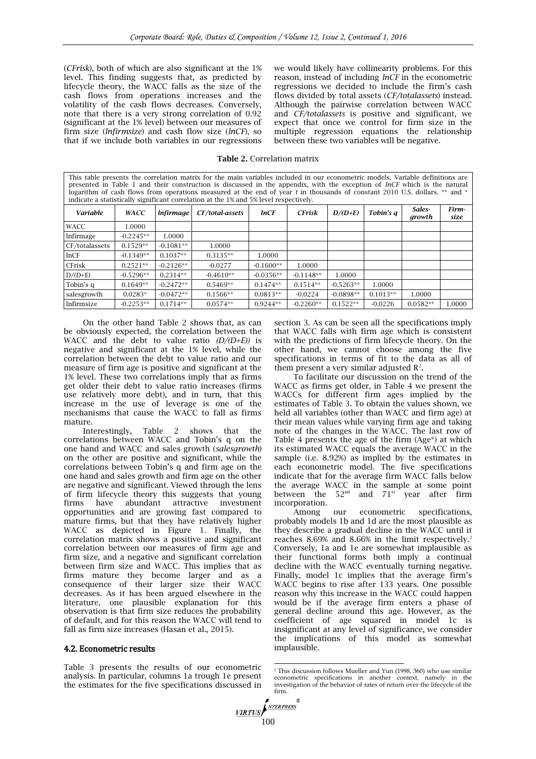(*CFrisk*), both of which are also significant at the 1% level. This finding suggests that, as predicted by lifecycle theory, the WACC falls as the size of the cash flows from operations increases and the volatility of the cash flows decreases. Conversely, note that there is a very strong correlation of 0.92 (significant at the 1% level) between our measures of firm size (*lnfirmsize*) and cash flow size (*lnCF*), so that if we include both variables in our regressions we would likely have collinearity problems. For this reason, instead of including *lnCF* in the econometric regressions we decided to include the firm's cash flows divided by total assets (*CF/totalassets*) instead. Although the pairwise correlation between WACC and *CF/totalassets* is positive and significant, we expect that once we control for firm size in the multiple regression equations the relationship between these two variables will be negative.

**Table 2.** Correlation matrix

This table presents the correlation matrix for the main variables included in our econometric models. Variable definitions are presented in Table 1 and their construction is discussed in the appendix, with the exception of *lnCF* which is the natural logarithm of cash flows from operations measured at the end of year *t* in thousands of constant 2010 U.S. dollars. ** and * indicate a statistically significant correlation at the 1% and 5% level respectively.

| *Variable* | *WACC* | *lnfirmage* | *CF/total-assets* | *lnCF* | *CFrisk* | *D/(D+E)* | *Tobin's q* | *Sales-growth* | *Firm-size* |
|---|---|---|---|---|---|---|---|---|---|
| WACC | 1.0000 | | | | | | | | |
| lnfirmage | -0.2245** | 1.0000 | | | | | | | |
| CF/totalassets | 0.1529** | -0.1081** | 1.0000 | | | | | | |
| lnCF | -0.1349** | 0.1037** | 0.3135** | 1.0000 | | | | | |
| CFrisk | 0.2521** | -0.2126** | -0.0277 | -0.1600** | 1.0000 | | | | |
| D/(D+E) | -0.5296** | 0.2314** | -0.4610** | -0.0356** | -0.1148** | 1.0000 | | | |
| Tobin's q | 0.1649** | -0.2472** | 0.5469** | 0.1474** | 0.1514** | -0.5263** | 1.0000 | | |
| salesgrowth | 0.0283* | -0.0472** | 0.1566** | 0.0813** | -0.0224 | -0.0898** | 0.1013** | 1.0000 | |
| lnfirmsize | -0.2253** | 0.1714** | 0.0574** | 0.9244** | -0.2260** | 0.1522** | -0.0226 | 0.0582** | 1.0000 |

On the other hand Table 2 shows that, as can be obviously expected, the correlation between the WACC and the debt to value ratio *(D/(D+E))* is negative and significant at the 1% level, while the correlation between the debt to value ratio and our measure of firm age is positive and significant at the 1% level. These two correlations imply that as firms get older their debt to value ratio increases (firms use relatively more debt), and in turn, that this increase in the use of leverage is one of the mechanisms that cause the WACC to fall as firms mature.

Interestingly, Table 2 shows that the correlations between WACC and Tobin's q on the one hand and WACC and sales growth (*salesgrowth*) on the other are positive and significant, while the correlations between Tobin's q and firm age on the one hand and sales growth and firm age on the other are negative and significant. Viewed through the lens of firm lifecycle theory this suggests that young firms have abundant attractive investment opportunities and are growing fast compared to mature firms, but that they have relatively higher WACC as depicted in Figure 1. Finally, the correlation matrix shows a positive and significant correlation between our measures of firm age and firm size, and a negative and significant correlation between firm size and WACC. This implies that as firms mature they become larger and as a consequence of their larger size their WACC decreases. As it has been argued elsewhere in the literature, one plausible explanation for this observation is that firm size reduces the probability of default, and for this reason the WACC will tend to fall as firm size increases (Hasan et al., 2015).

### 4.2. Econometric results

Table 3 presents the results of our econometric analysis. In particular, columns 1a trough 1e present the estimates for the five specifications discussed in section 3. As can be seen all the specifications imply that WACC falls with firm age which is consistent with the predictions of firm lifecycle theory. On the other hand, we cannot choose among the five specifications in terms of fit to the data as all of them present a very similar adjusted $R^2$.

To facilitate our discussion on the trend of the WACC as firms get older, in Table 4 we present the WACCs for different firm ages implied by the estimates of Table 3. To obtain the values shown, we held all variables (other than WACC and firm age) at their mean values while varying firm age and taking note of the changes in the WACC. The last row of Table 4 presents the age of the firm (Age*) at which its estimated WACC equals the average WACC in the sample (i.e. 8.92%) as implied by the estimates in each econometric model. The five specifications indicate that for the average firm WACC falls below the average WACC in the sample at some point between the 52nd and 71st year after firm incorporation.

Among our econometric specifications, probably models 1b and 1d are the most plausible as they describe a gradual decline in the WACC until it reaches 8.69% and 8.66% in the limit respectively.[2] Conversely, 1a and 1e are somewhat implausible as their functional forms both imply a continual decline with the WACC eventually turning negative. Finally, model 1c implies that the average firm's WACC begins to rise after 133 years. One possible reason why this increase in the WACC could happen would be if the average firm enters a phase of general decline around this age. However, as the coefficient of age squared in model 1c is insignificant at any level of significance, we consider the implications of this model as somewhat implausible.

[2] This discussion follows Mueller and Yun (1998, 360) who use similar econometric specifications in another context, namely in the investigation of the behavior of rates of return over the lifecycle of the firm.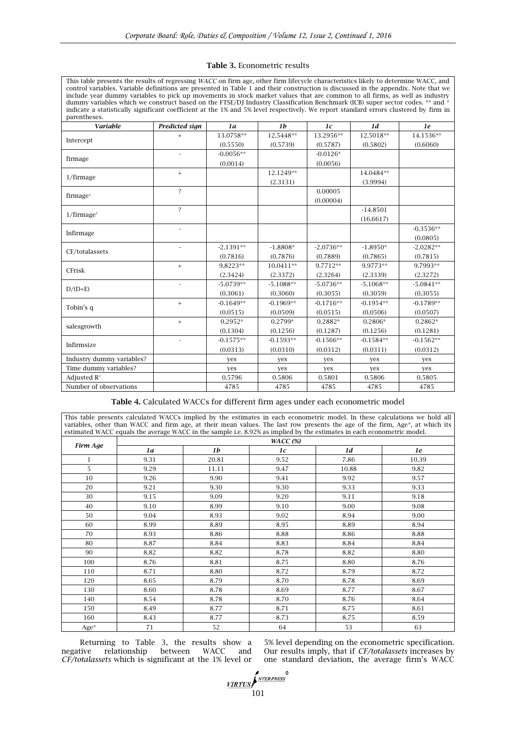**Table 3.** Econometric results

This table presents the results of regressing *WACC* on firm age, other firm lifecycle characteristics likely to determine WACC, and control variables. Variable definitions are presented in Table 1 and their construction is discussed in the appendix. Note that we include year dummy variables to pick up movements in stock market values that are common to all firms, as well as industry dummy variables which we construct based on the FTSE/DJ Industry Classification Benchmark (ICB) super sector codes. ** and * indicate a statistically significant coefficient at the 1% and 5% level respectively. We report standard errors clustered by firm in parentheses.

| *Variable* | *Predicted sign* | *1a* | *1b* | *1c* | *1d* | *1e* |
|---|---|---|---|---|---|---|
| Intercept | + | 13.0758** | 12.5448** | 13.2956** | 12.5018** | 14.1536** |
| | | (0.5550) | (0.5739) | (0.5787) | (0.5802) | (0.6060) |
| firmage | - | -0.0056** | | -0.0126* | | |
| | | (0.0014) | | (0.0056) | | |
| 1/firmage | + | | 12.1249** | | 14.0484** | |
| | | | (2.3131) | | (3.9994) | |
| $firmage^2$ | ? | | | 0.00005 | | |
| | | | | (0.00004) | | |
| $1/firmage^2$ | ? | | | | -14.8501 | |
| | | | | | (16.6617) | |
| lnfirmage | - | | | | | -0.3536** |
| | | | | | | (0.0805) |
| CF/totalassets | - | -2.1391** | -1.8808* | -2.0736** | -1.8950* | -2.0282** |
| | | (0.7816) | (0.7876) | (0.7889) | (0.7865) | (0.7815) |
| CFrisk | + | 9.8223** | 10.0411** | 9.7712** | 9.9773** | 9.7993** |
| | | (2.3424) | (2.3372) | (2.3264) | (2.3339) | (2.3272) |
| D/(D+E) | - | -5.0739** | -5.1088** | -5.0736** | -5.1068** | -5.0841** |
| | | (0.3061) | (0.3060) | (0.3055) | (0.3059) | (0.3055) |
| Tobin's q | + | -0.1649** | -0.1969** | -0.1716** | -0.1954** | -0.1789** |
| | | (0.0515) | (0.0509) | (0.0515) | (0.0506) | (0.0507) |
| salesgrowth | + | 0.2952* | 0.2799* | 0.2882* | 0.2806* | 0.2862* |
| | | (0.1304) | (0.1256) | (0.1287) | (0.1256) | (0.1281) |
| lnfirmsize | - | -0.1575** | -0.1593** | -0.1566** | -0.1584** | -0.1562** |
| | | (0.0313) | (0.0310) | (0.0312) | (0.0311) | (0.0312) |
| Industry dummy variables? | | yes | yes | yes | yes | yes |
| Time dummy variables? | | yes | yes | yes | yes | yes |
| Adjusted $R^2$ | | 0.5796 | 0.5806 | 0.5801 | 0.5806 | 0.5805 |
| Number of observations | | 4785 | 4785 | 4785 | 4785 | 4785 |

**Table 4.** Calculated WACCs for different firm ages under each econometric model

This table presents calculated WACCs implied by the estimates in each econometric model. In these calculations we hold all variables, other than WACC and firm age, at their mean values. The last row presents the age of the firm, Age*, at which its estimated WACC equals the average WACC in the sample i.e. 8.92% as implied by the estimates in each econometric model.

| *Firm Age* | *WACC (%)* | | | | |
|---|---|---|---|---|---|
| | *1a* | *1b* | *1c* | *1d* | *1e* |
| 1 | 9.31 | 20.81 | 9.52 | 7.86 | 10.39 |
| 5 | 9.29 | 11.11 | 9.47 | 10.88 | 9.82 |
| 10 | 9.26 | 9.90 | 9.41 | 9.92 | 9.57 |
| 20 | 9.21 | 9.30 | 9.30 | 9.33 | 9.33 |
| 30 | 9.15 | 9.09 | 9.20 | 9.11 | 9.18 |
| 40 | 9.10 | 8.99 | 9.10 | 9.00 | 9.08 |
| 50 | 9.04 | 8.93 | 9.02 | 8.94 | 9.00 |
| 60 | 8.99 | 8.89 | 8.95 | 8.89 | 8.94 |
| 70 | 8.93 | 8.86 | 8.88 | 8.86 | 8.88 |
| 80 | 8.87 | 8.84 | 8.83 | 8.84 | 8.84 |
| 90 | 8.82 | 8.82 | 8.78 | 8.82 | 8.80 |
| 100 | 8.76 | 8.81 | 8.75 | 8.80 | 8.76 |
| 110 | 8.71 | 8.80 | 8.72 | 8.79 | 8.72 |
| 120 | 8.65 | 8.79 | 8.70 | 8.78 | 8.69 |
| 130 | 8.60 | 8.78 | 8.69 | 8.77 | 8.67 |
| 140 | 8.54 | 8.78 | 8.70 | 8.76 | 8.64 |
| 150 | 8.49 | 8.77 | 8.71 | 8.75 | 8.61 |
| 160 | 8.43 | 8.77 | 8.73 | 8.75 | 8.59 |
| Age* | 71 | 52 | 64 | 53 | 63 |

Returning to Table 3, the results show a negative relationship between WACC and *CF/totalassets* which is significant at the 1% level or 5% level depending on the econometric specification. Our results imply, that if *CF/totalassets* increases by one standard deviation, the average firm's WACC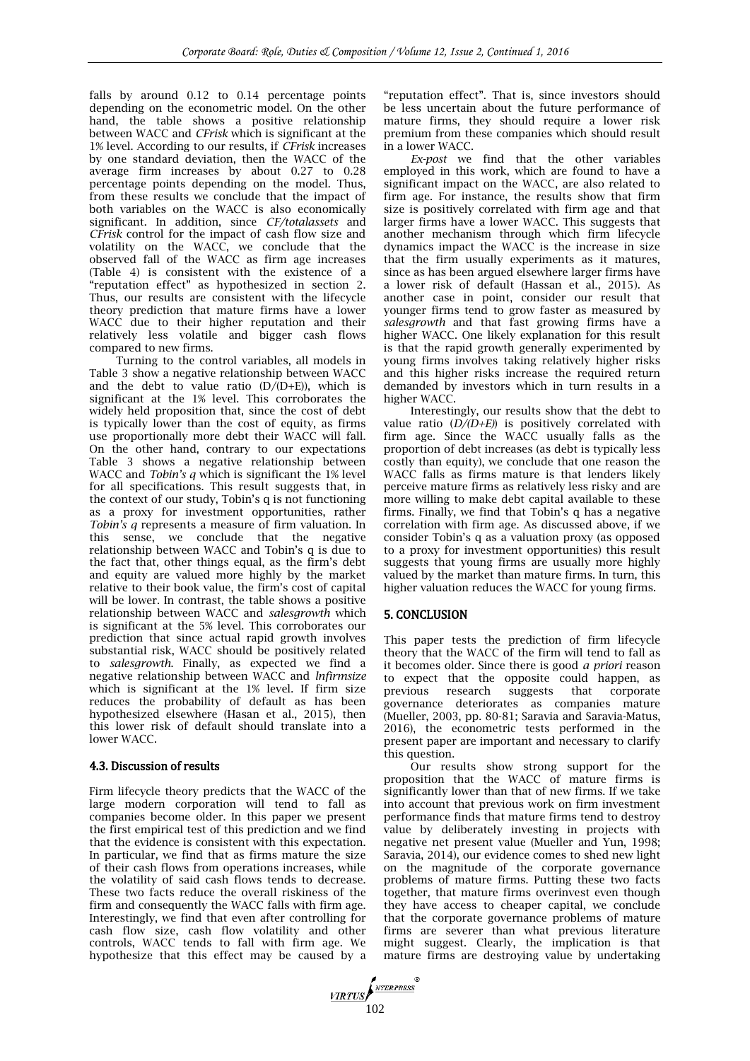falls by around 0.12 to 0.14 percentage points depending on the econometric model. On the other hand, the table shows a positive relationship between WACC and *CFrisk* which is significant at the 1% level. According to our results, if *CFrisk* increases by one standard deviation, then the WACC of the average firm increases by about 0.27 to 0.28 percentage points depending on the model. Thus, from these results we conclude that the impact of both variables on the WACC is also economically significant. In addition, since *CF/totalassets* and *CFrisk* control for the impact of cash flow size and volatility on the WACC, we conclude that the observed fall of the WACC as firm age increases (Table 4) is consistent with the existence of a "reputation effect" as hypothesized in section 2. Thus, our results are consistent with the lifecycle theory prediction that mature firms have a lower WACC due to their higher reputation and their relatively less volatile and bigger cash flows compared to new firms.

Turning to the control variables, all models in Table 3 show a negative relationship between WACC and the debt to value ratio (D/(D+E)), which is significant at the 1% level. This corroborates the widely held proposition that, since the cost of debt is typically lower than the cost of equity, as firms use proportionally more debt their WACC will fall. On the other hand, contrary to our expectations Table 3 shows a negative relationship between WACC and *Tobin's q* which is significant the 1% level for all specifications. This result suggests that, in the context of our study, Tobin's q is not functioning as a proxy for investment opportunities, rather *Tobin's q* represents a measure of firm valuation. In this sense, we conclude that the negative relationship between WACC and Tobin's q is due to the fact that, other things equal, as the firm's debt and equity are valued more highly by the market relative to their book value, the firm's cost of capital will be lower. In contrast, the table shows a positive relationship between WACC and *salesgrowth* which is significant at the 5% level. This corroborates our prediction that since actual rapid growth involves substantial risk, WACC should be positively related to *salesgrowth*. Finally, as expected we find a negative relationship between WACC and *lnfirmsize* which is significant at the 1% level. If firm size reduces the probability of default as has been hypothesized elsewhere (Hasan et al., 2015), then this lower risk of default should translate into a lower WACC.

### 4.3. Discussion of results

Firm lifecycle theory predicts that the WACC of the large modern corporation will tend to fall as companies become older. In this paper we present the first empirical test of this prediction and we find that the evidence is consistent with this expectation. In particular, we find that as firms mature the size of their cash flows from operations increases, while the volatility of said cash flows tends to decrease. These two facts reduce the overall riskiness of the firm and consequently the WACC falls with firm age. Interestingly, we find that even after controlling for cash flow size, cash flow volatility and other controls, WACC tends to fall with firm age. We hypothesize that this effect may be caused by a "reputation effect". That is, since investors should be less uncertain about the future performance of mature firms, they should require a lower risk premium from these companies which should result in a lower WACC.

*Ex-post* we find that the other variables employed in this work, which are found to have a significant impact on the WACC, are also related to firm age. For instance, the results show that firm size is positively correlated with firm age and that larger firms have a lower WACC. This suggests that another mechanism through which firm lifecycle dynamics impact the WACC is the increase in size that the firm usually experiments as it matures, since as has been argued elsewhere larger firms have a lower risk of default (Hassan et al., 2015). As another case in point, consider our result that younger firms tend to grow faster as measured by *salesgrowth* and that fast growing firms have a higher WACC. One likely explanation for this result is that the rapid growth generally experimented by young firms involves taking relatively higher risks and this higher risks increase the required return demanded by investors which in turn results in a higher WACC.

Interestingly, our results show that the debt to value ratio (*D/(D+E)*) is positively correlated with firm age. Since the WACC usually falls as the proportion of debt increases (as debt is typically less costly than equity), we conclude that one reason the WACC falls as firms mature is that lenders likely perceive mature firms as relatively less risky and are more willing to make debt capital available to these firms. Finally, we find that Tobin's q has a negative correlation with firm age. As discussed above, if we consider Tobin's q as a valuation proxy (as opposed to a proxy for investment opportunities) this result suggests that young firms are usually more highly valued by the market than mature firms. In turn, this higher valuation reduces the WACC for young firms.

## 5. CONCLUSION

This paper tests the prediction of firm lifecycle theory that the WACC of the firm will tend to fall as it becomes older. Since there is good *a priori* reason to expect that the opposite could happen, as previous research suggests that corporate governance deteriorates as companies mature (Mueller, 2003, pp. 80-81; Saravia and Saravia-Matus, 2016), the econometric tests performed in the present paper are important and necessary to clarify this question.

Our results show strong support for the proposition that the WACC of mature firms is significantly lower than that of new firms. If we take into account that previous work on firm investment performance finds that mature firms tend to destroy value by deliberately investing in projects with negative net present value (Mueller and Yun, 1998; Saravia, 2014), our evidence comes to shed new light on the magnitude of the corporate governance problems of mature firms. Putting these two facts together, that mature firms overinvest even though they have access to cheaper capital, we conclude that the corporate governance problems of mature firms are severer than what previous literature might suggest. Clearly, the implication is that mature firms are destroying value by undertaking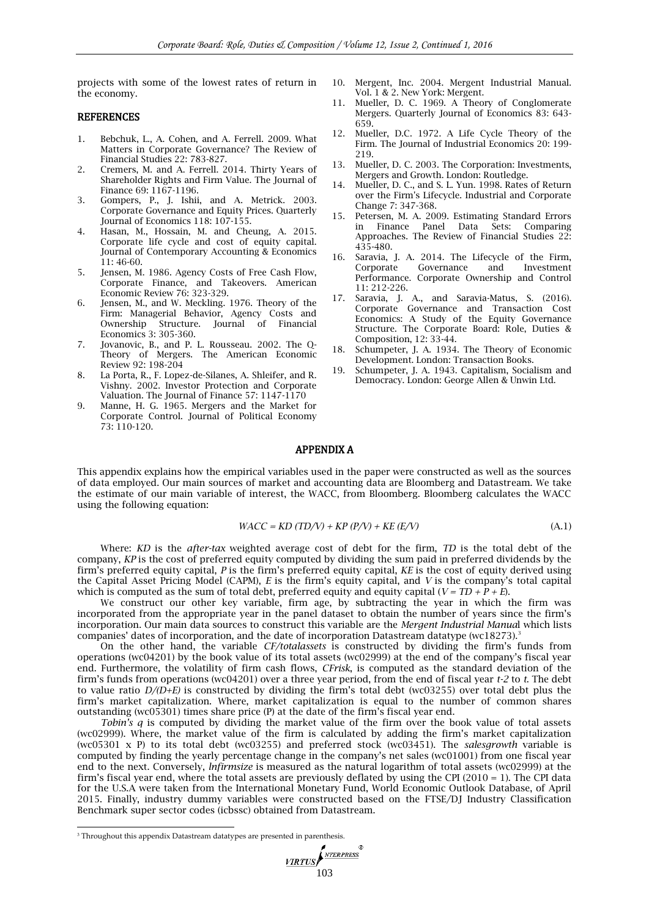projects with some of the lowest rates of return in the economy.

## REFERENCES

1. Bebchuk, L., A. Cohen, and A. Ferrell. 2009. What Matters in Corporate Governance? The Review of Financial Studies 22: 783-827.
2. Cremers, M. and A. Ferrell. 2014. Thirty Years of Shareholder Rights and Firm Value. The Journal of Finance 69: 1167-1196.
3. Gompers, P., J. Ishii, and A. Metrick. 2003. Corporate Governance and Equity Prices. Quarterly Journal of Economics 118: 107-155.
4. Hasan, M., Hossain, M. and Cheung, A. 2015. Corporate life cycle and cost of equity capital. Journal of Contemporary Accounting & Economics 11: 46-60.
5. Jensen, M. 1986. Agency Costs of Free Cash Flow, Corporate Finance, and Takeovers. American Economic Review 76: 323-329.
6. Jensen, M., and W. Meckling. 1976. Theory of the Firm: Managerial Behavior, Agency Costs and Ownership Structure. Journal of Financial Economics 3: 305-360.
7. Jovanovic, B., and P. L. Rousseau. 2002. The Q-Theory of Mergers. The American Economic Review 92: 198-204
8. La Porta, R., F. Lopez-de-Silanes, A. Shleifer, and R. Vishny. 2002. Investor Protection and Corporate Valuation. The Journal of Finance 57: 1147-1170
9. Manne, H. G. 1965. Mergers and the Market for Corporate Control. Journal of Political Economy 73: 110-120.
10. Mergent, Inc. 2004. Mergent Industrial Manual. Vol. 1 & 2. New York: Mergent.
11. Mueller, D. C. 1969. A Theory of Conglomerate Mergers. Quarterly Journal of Economics 83: 643-659.
12. Mueller, D.C. 1972. A Life Cycle Theory of the Firm. The Journal of Industrial Economics 20: 199-219.
13. Mueller, D. C. 2003. The Corporation: Investments, Mergers and Growth. London: Routledge.
14. Mueller, D. C., and S. L. Yun. 1998. Rates of Return over the Firm's Lifecycle. Industrial and Corporate Change 7: 347-368.
15. Petersen, M. A. 2009. Estimating Standard Errors in Finance Panel Data Sets: Comparing Approaches. The Review of Financial Studies 22: 435-480.
16. Saravia, J. A. 2014. The Lifecycle of the Firm, Corporate Governance and Investment Performance. Corporate Ownership and Control 11: 212-226.
17. Saravia, J. A., and Saravia-Matus, S. (2016). Corporate Governance and Transaction Cost Economics: A Study of the Equity Governance Structure. The Corporate Board: Role, Duties & Composition, 12: 33-44.
18. Schumpeter, J. A. 1934. The Theory of Economic Development. London: Transaction Books.
19. Schumpeter, J. A. 1943. Capitalism, Socialism and Democracy. London: George Allen & Unwin Ltd.

## APPENDIX A

This appendix explains how the empirical variables used in the paper were constructed as well as the sources of data employed. Our main sources of market and accounting data are Bloomberg and Datastream. We take the estimate of our main variable of interest, the WACC, from Bloomberg. Bloomberg calculates the WACC using the following equation:

$$WACC = KD\ (TD/V) + KP\ (P/V) + KE\ (E/V) \tag{A.1}$$

Where: *KD* is the *after-tax* weighted average cost of debt for the firm, *TD* is the total debt of the company, *KP* is the cost of preferred equity computed by dividing the sum paid in preferred dividends by the firm's preferred equity capital, *P* is the firm's preferred equity capital, *KE* is the cost of equity derived using the Capital Asset Pricing Model (CAPM), *E* is the firm's equity capital, and *V* is the company's total capital which is computed as the sum of total debt, preferred equity and equity capital ($V = TD + P + E$).

We construct our other key variable, firm age, by subtracting the year in which the firm was incorporated from the appropriate year in the panel dataset to obtain the number of years since the firm's incorporation. Our main data sources to construct this variable are the *Mergent Industrial Manual* which lists companies' dates of incorporation, and the date of incorporation Datastream datatype (wc18273).[3]

On the other hand, the variable *CF/totalassets* is constructed by dividing the firm's funds from operations (wc04201) by the book value of its total assets (wc02999) at the end of the company's fiscal year end. Furthermore, the volatility of firm cash flows, *CFrisk*, is computed as the standard deviation of the firm's funds from operations (wc04201) over a three year period, from the end of fiscal year *t-2* to *t*. The debt to value ratio *D/(D+E)* is constructed by dividing the firm's total debt (wc03255) over total debt plus the firm's market capitalization. Where, market capitalization is equal to the number of common shares outstanding (wc05301) times share price (P) at the date of the firm's fiscal year end.

*Tobin's q* is computed by dividing the market value of the firm over the book value of total assets (wc02999). Where, the market value of the firm is calculated by adding the firm's market capitalization (wc05301 x P) to its total debt (wc03255) and preferred stock (wc03451). The *salesgrowth* variable is computed by finding the yearly percentage change in the company's net sales (wc01001) from one fiscal year end to the next. Conversely, *lnfirmsize* is measured as the natural logarithm of total assets (wc02999) at the firm's fiscal year end, where the total assets are previously deflated by using the CPI (2010 = 1). The CPI data for the U.S.A were taken from the International Monetary Fund, World Economic Outlook Database, of April 2015. Finally, industry dummy variables were constructed based on the FTSE/DJ Industry Classification Benchmark super sector codes (icbssc) obtained from Datastream.

[3] Throughout this appendix Datastream datatypes are presented in parenthesis.